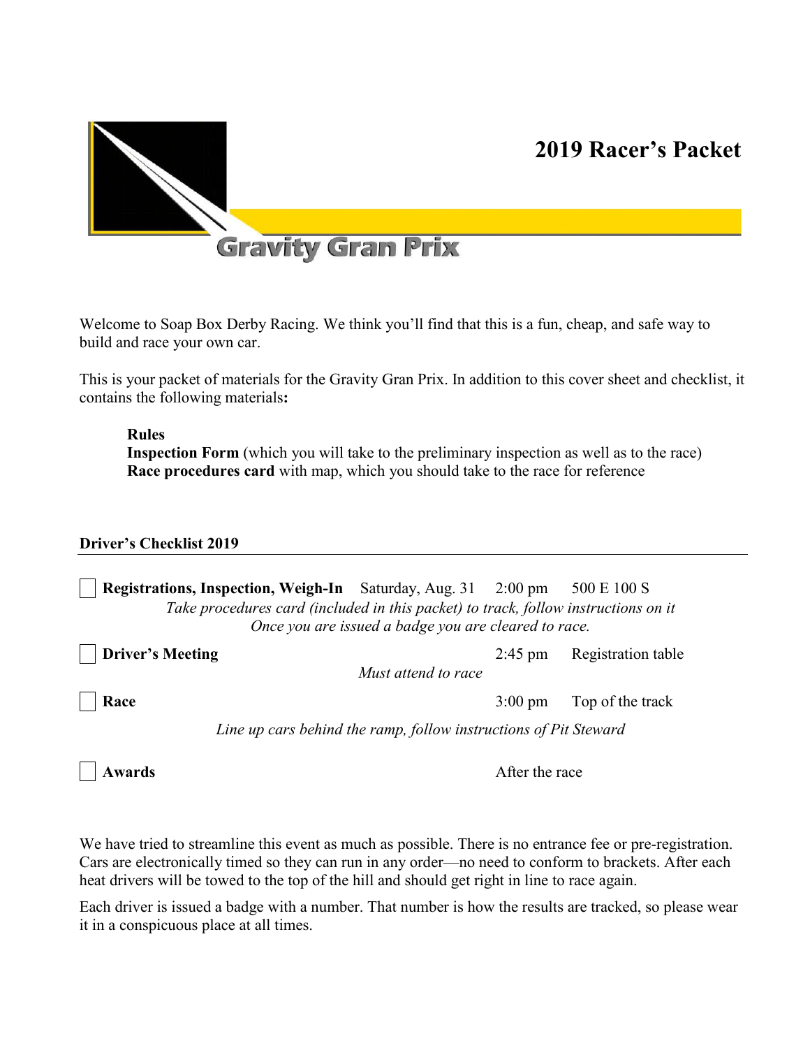# 2019 Racer's Packet

Gravity Gran Prix

Welcome to Soap Box Derby Racing. We think you'll find that this is a fun, cheap, and safe way to build and race your own car.

This is your packet of materials for the Gravity Gran Prix. In addition to this cover sheet and checklist, it contains the following materials**:**

> **Rules**
> **Inspection Form** (which you will take to the preliminary inspection as well as to the race)
> **Race procedures card** with map, which you should take to the race for reference

## Driver's Checklist 2019

- [ ] **Registrations, Inspection, Weigh-In** Saturday, Aug. 31 2:00 pm 500 E 100 S
  *Take procedures card (included in this packet) to track, follow instructions on it*
  *Once you are issued a badge you are cleared to race.*
- [ ] **Driver's Meeting** 2:45 pm Registration table
  *Must attend to race*
- [ ] **Race** 3:00 pm Top of the track
  *Line up cars behind the ramp, follow instructions of Pit Steward*
- [ ] **Awards** After the race

We have tried to streamline this event as much as possible. There is no entrance fee or pre-registration. Cars are electronically timed so they can run in any order—no need to conform to brackets. After each heat drivers will be towed to the top of the hill and should get right in line to race again.

Each driver is issued a badge with a number. That number is how the results are tracked, so please wear it in a conspicuous place at all times.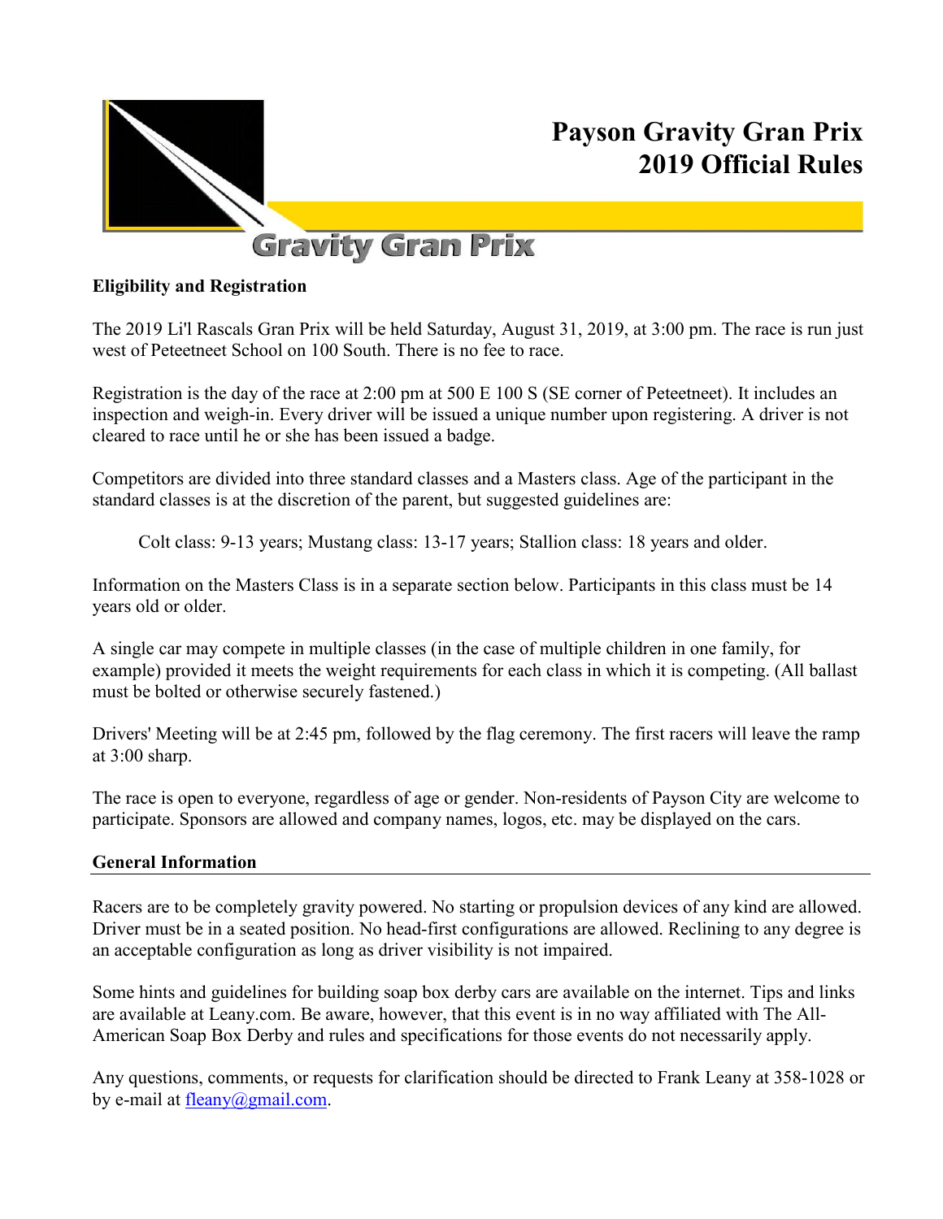# Payson Gravity Gran Prix 2019 Official Rules

Gravity Gran Prix

**Eligibility and Registration**

The 2019 Li'l Rascals Gran Prix will be held Saturday, August 31, 2019, at 3:00 pm. The race is run just west of Peteetneet School on 100 South. There is no fee to race.

Registration is the day of the race at 2:00 pm at 500 E 100 S (SE corner of Peteetneet). It includes an inspection and weigh-in. Every driver will be issued a unique number upon registering. A driver is not cleared to race until he or she has been issued a badge.

Competitors are divided into three standard classes and a Masters class. Age of the participant in the standard classes is at the discretion of the parent, but suggested guidelines are:

> Colt class: 9-13 years; Mustang class: 13-17 years; Stallion class: 18 years and older.

Information on the Masters Class is in a separate section below. Participants in this class must be 14 years old or older.

A single car may compete in multiple classes (in the case of multiple children in one family, for example) provided it meets the weight requirements for each class in which it is competing. (All ballast must be bolted or otherwise securely fastened.)

Drivers' Meeting will be at 2:45 pm, followed by the flag ceremony. The first racers will leave the ramp at 3:00 sharp.

The race is open to everyone, regardless of age or gender. Non-residents of Payson City are welcome to participate. Sponsors are allowed and company names, logos, etc. may be displayed on the cars.

## General Information

Racers are to be completely gravity powered. No starting or propulsion devices of any kind are allowed. Driver must be in a seated position. No head-first configurations are allowed. Reclining to any degree is an acceptable configuration as long as driver visibility is not impaired.

Some hints and guidelines for building soap box derby cars are available on the internet. Tips and links are available at Leany.com. Be aware, however, that this event is in no way affiliated with The All-American Soap Box Derby and rules and specifications for those events do not necessarily apply.

Any questions, comments, or requests for clarification should be directed to Frank Leany at 358-1028 or by e-mail at fleany@gmail.com.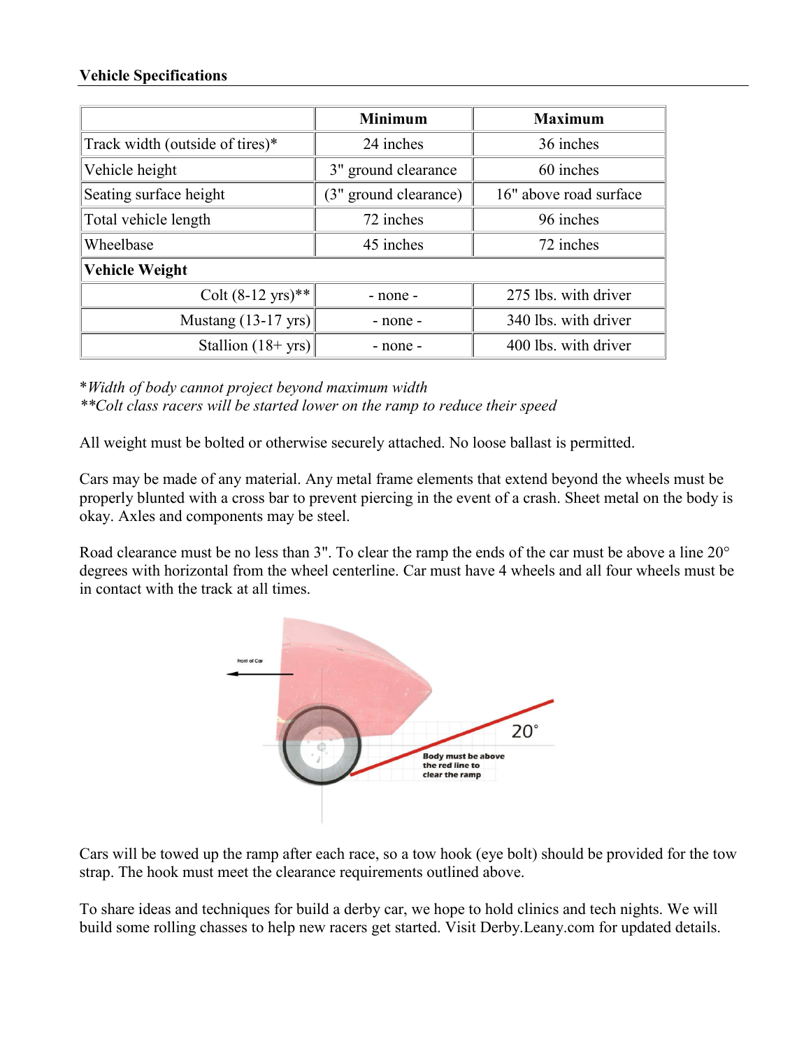**Vehicle Specifications**

| | Minimum | Maximum |
|---|---|---|
| Track width (outside of tires)* | 24 inches | 36 inches |
| Vehicle height | 3" ground clearance | 60 inches |
| Seating surface height | (3" ground clearance) | 16" above road surface |
| Total vehicle length | 72 inches | 96 inches |
| Wheelbase | 45 inches | 72 inches |
| **Vehicle Weight** | | |
| Colt (8-12 yrs)** | - none - | 275 lbs. with driver |
| Mustang (13-17 yrs) | - none - | 340 lbs. with driver |
| Stallion (18+ yrs) | - none - | 400 lbs. with driver |

**Width of body cannot project beyond maximum width*
***Colt class racers will be started lower on the ramp to reduce their speed*

All weight must be bolted or otherwise securely attached. No loose ballast is permitted.

Cars may be made of any material. Any metal frame elements that extend beyond the wheels must be properly blunted with a cross bar to prevent piercing in the event of a crash. Sheet metal on the body is okay. Axles and components may be steel.

Road clearance must be no less than 3". To clear the ramp the ends of the car must be above a line 20° degrees with horizontal from the wheel centerline. Car must have 4 wheels and all four wheels must be in contact with the track at all times.

Cars will be towed up the ramp after each race, so a tow hook (eye bolt) should be provided for the tow strap. The hook must meet the clearance requirements outlined above.

To share ideas and techniques for build a derby car, we hope to hold clinics and tech nights. We will build some rolling chasses to help new racers get started. Visit Derby.Leany.com for updated details.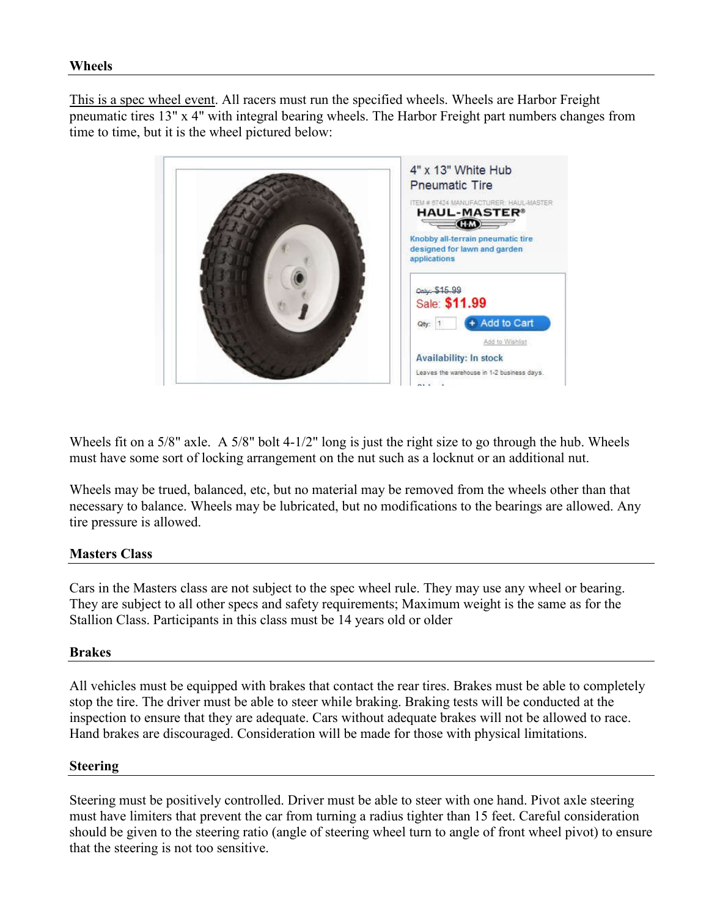## Wheels

This is a spec wheel event. All racers must run the specified wheels. Wheels are Harbor Freight pneumatic tires 13" x 4" with integral bearing wheels. The Harbor Freight part numbers changes from time to time, but it is the wheel pictured below:

Wheels fit on a 5/8" axle. A 5/8" bolt 4-1/2" long is just the right size to go through the hub. Wheels must have some sort of locking arrangement on the nut such as a locknut or an additional nut.

Wheels may be trued, balanced, etc, but no material may be removed from the wheels other than that necessary to balance. Wheels may be lubricated, but no modifications to the bearings are allowed. Any tire pressure is allowed.

## Masters Class

Cars in the Masters class are not subject to the spec wheel rule. They may use any wheel or bearing. They are subject to all other specs and safety requirements; Maximum weight is the same as for the Stallion Class. Participants in this class must be 14 years old or older

## Brakes

All vehicles must be equipped with brakes that contact the rear tires. Brakes must be able to completely stop the tire. The driver must be able to steer while braking. Braking tests will be conducted at the inspection to ensure that they are adequate. Cars without adequate brakes will not be allowed to race. Hand brakes are discouraged. Consideration will be made for those with physical limitations.

## Steering

Steering must be positively controlled. Driver must be able to steer with one hand. Pivot axle steering must have limiters that prevent the car from turning a radius tighter than 15 feet. Careful consideration should be given to the steering ratio (angle of steering wheel turn to angle of front wheel pivot) to ensure that the steering is not too sensitive.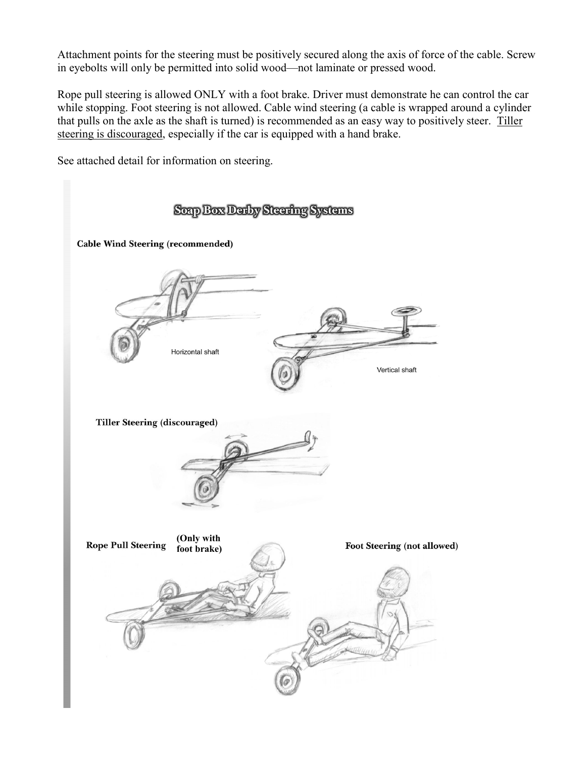Attachment points for the steering must be positively secured along the axis of force of the cable. Screw in eyebolts will only be permitted into solid wood—not laminate or pressed wood.

Rope pull steering is allowed ONLY with a foot brake. Driver must demonstrate he can control the car while stopping. Foot steering is not allowed. Cable wind steering (a cable is wrapped around a cylinder that pulls on the axle as the shaft is turned) is recommended as an easy way to positively steer. Tiller steering is discouraged, especially if the car is equipped with a hand brake.

See attached detail for information on steering.

## Soap Box Derby Steering Systems

**Cable Wind Steering (recommended)**

Horizontal shaft

Vertical shaft

**Tiller Steering (discouraged)**

**Rope Pull Steering** **(Only with foot brake)**

**Foot Steering (not allowed)**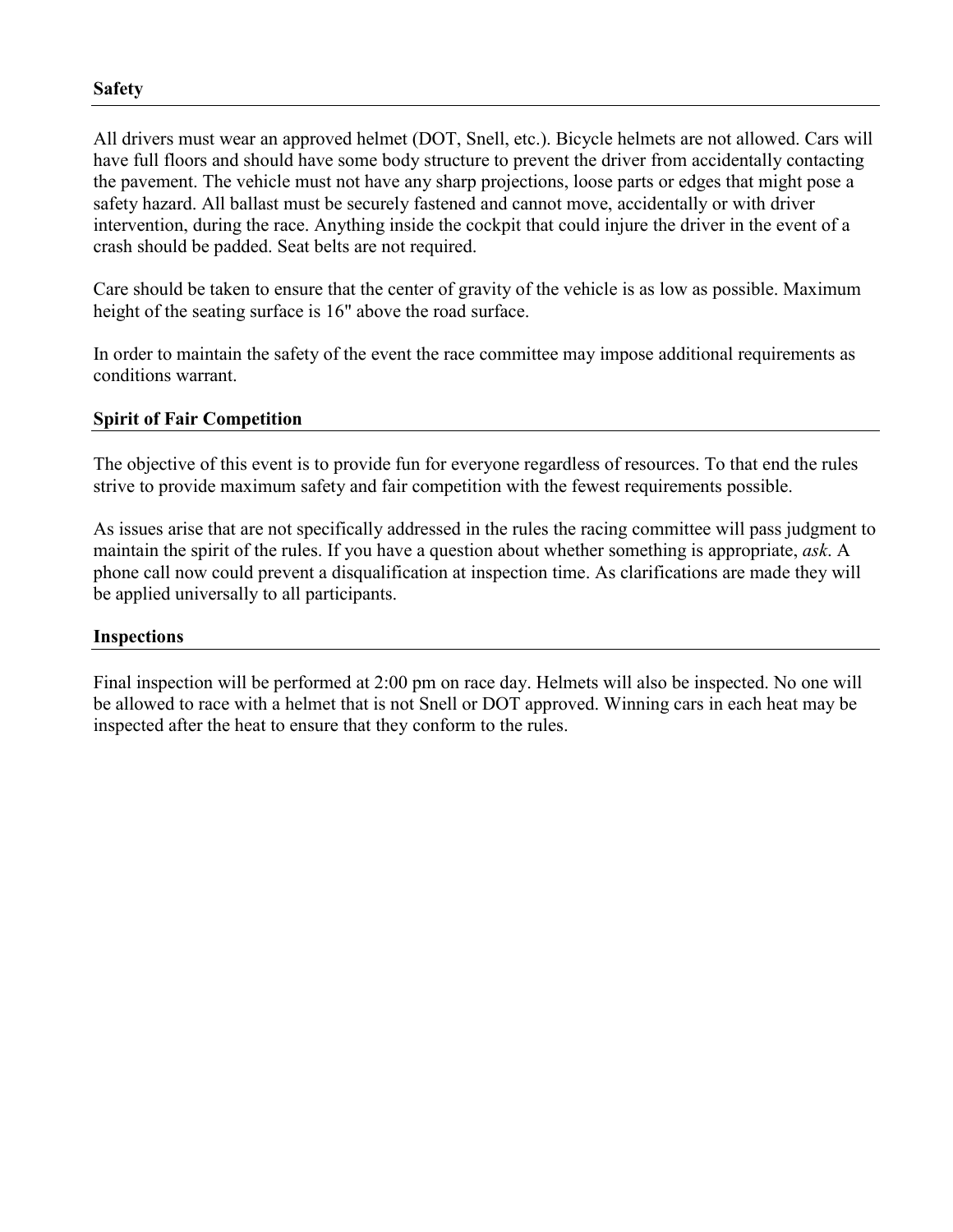## Safety

All drivers must wear an approved helmet (DOT, Snell, etc.). Bicycle helmets are not allowed. Cars will have full floors and should have some body structure to prevent the driver from accidentally contacting the pavement. The vehicle must not have any sharp projections, loose parts or edges that might pose a safety hazard. All ballast must be securely fastened and cannot move, accidentally or with driver intervention, during the race. Anything inside the cockpit that could injure the driver in the event of a crash should be padded. Seat belts are not required.

Care should be taken to ensure that the center of gravity of the vehicle is as low as possible. Maximum height of the seating surface is 16" above the road surface.

In order to maintain the safety of the event the race committee may impose additional requirements as conditions warrant.

## Spirit of Fair Competition

The objective of this event is to provide fun for everyone regardless of resources. To that end the rules strive to provide maximum safety and fair competition with the fewest requirements possible.

As issues arise that are not specifically addressed in the rules the racing committee will pass judgment to maintain the spirit of the rules. If you have a question about whether something is appropriate, *ask*. A phone call now could prevent a disqualification at inspection time. As clarifications are made they will be applied universally to all participants.

## Inspections

Final inspection will be performed at 2:00 pm on race day. Helmets will also be inspected. No one will be allowed to race with a helmet that is not Snell or DOT approved. Winning cars in each heat may be inspected after the heat to ensure that they conform to the rules.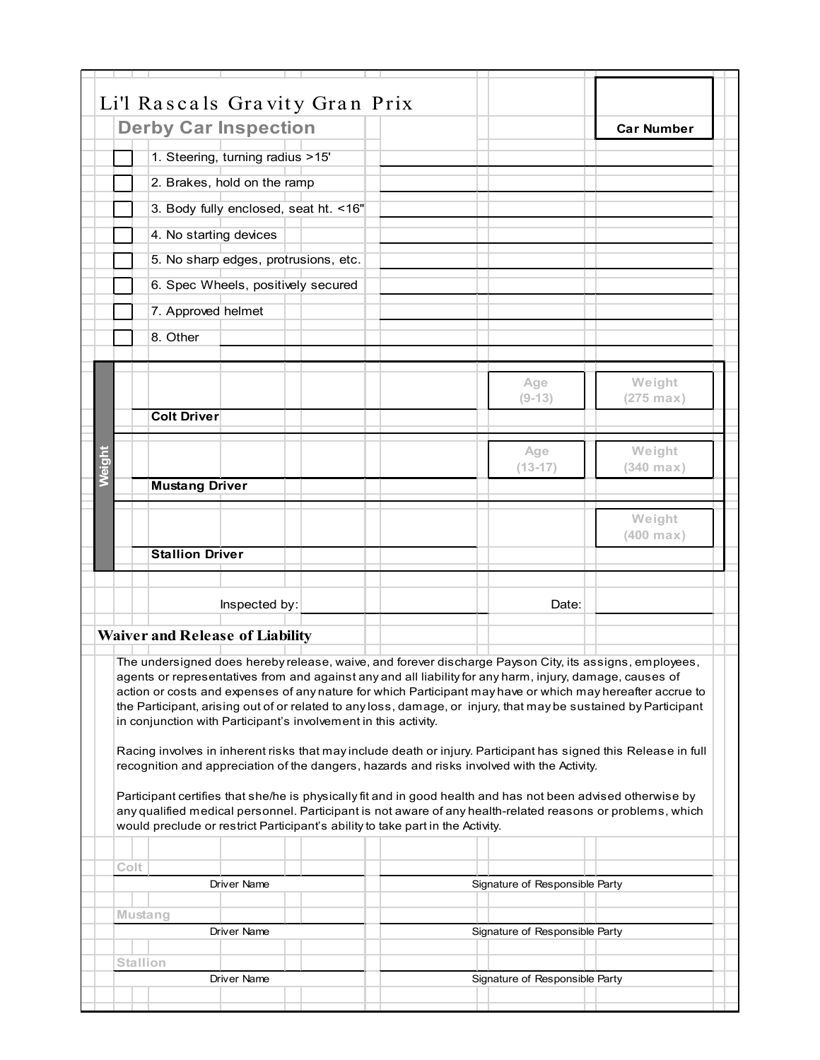# Li'l Rascals Gravity Gran Prix

## Derby Car Inspection

**Car Number** ________

- ☐ 1. Steering, turning radius >15' ____________________
- ☐ 2. Brakes, hold on the ramp ____________________
- ☐ 3. Body fully enclosed, seat ht. <16" ____________________
- ☐ 4. No starting devices ____________________
- ☐ 5. No sharp edges, protrusions, etc. ____________________
- ☐ 6. Spec Wheels, positively secured ____________________
- ☐ 7. Approved helmet ____________________
- ☐ 8. Other ____________________

**Weight**

| Driver | Age | Weight |
|---|---|---|
| **Colt Driver** ____________________ | Age (9-13) | Weight (275 max) |
| **Mustang Driver** ____________________ | Age (13-17) | Weight (340 max) |
| **Stallion Driver** ____________________ | | Weight (400 max) |

Inspected by: ____________________ Date: ____________________

## Waiver and Release of Liability

The undersigned does hereby release, waive, and forever discharge Payson City, its assigns, employees, agents or representatives from and against any and all liability for any harm, injury, damage, causes of action or costs and expenses of any nature for which Participant may have or which may hereafter accrue to the Participant, arising out of or related to any loss, damage, or injury, that may be sustained by Participant in conjunction with Participant's involvement in this activity.

Racing involves in inherent risks that may include death or injury. Participant has signed this Release in full recognition and appreciation of the dangers, hazards and risks involved with the Activity.

Participant certifies that she/he is physically fit and in good health and has not been advised otherwise by any qualified medical personnel. Participant is not aware of any health-related reasons or problems, which would preclude or restrict Participant's ability to take part in the Activity.

Colt ____________________ ____________________
Driver Name Signature of Responsible Party

Mustang ____________________ ____________________
Driver Name Signature of Responsible Party

Stallion ____________________ ____________________
Driver Name Signature of Responsible Party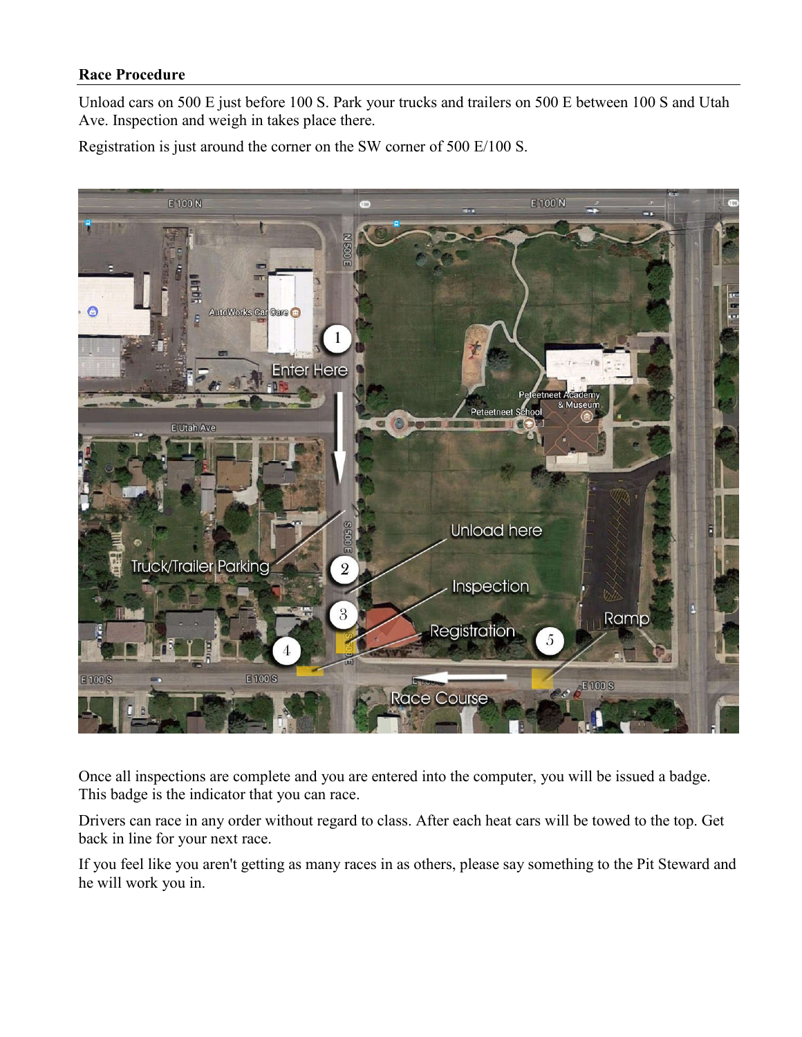### Race Procedure

Unload cars on 500 E just before 100 S. Park your trucks and trailers on 500 E between 100 S and Utah Ave. Inspection and weigh in takes place there.

Registration is just around the corner on the SW corner of 500 E/100 S.

Once all inspections are complete and you are entered into the computer, you will be issued a badge. This badge is the indicator that you can race.

Drivers can race in any order without regard to class. After each heat cars will be towed to the top. Get back in line for your next race.

If you feel like you aren't getting as many races in as others, please say something to the Pit Steward and he will work you in.